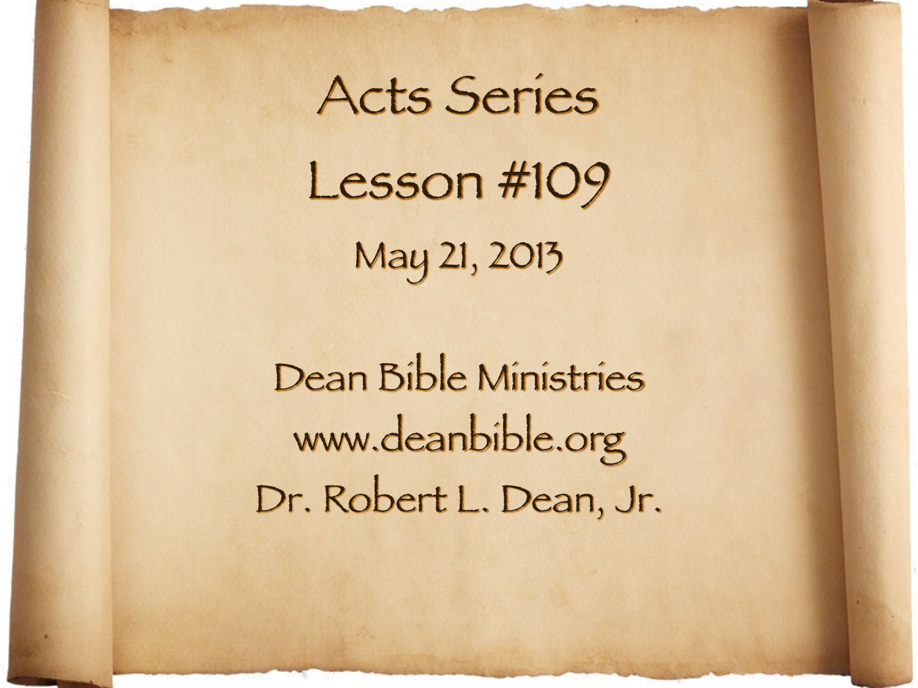# Acts Series

## Lesson #109

May 21, 2013

Dean Bible Ministries
www.deanbible.org
Dr. Robert L. Dean, Jr.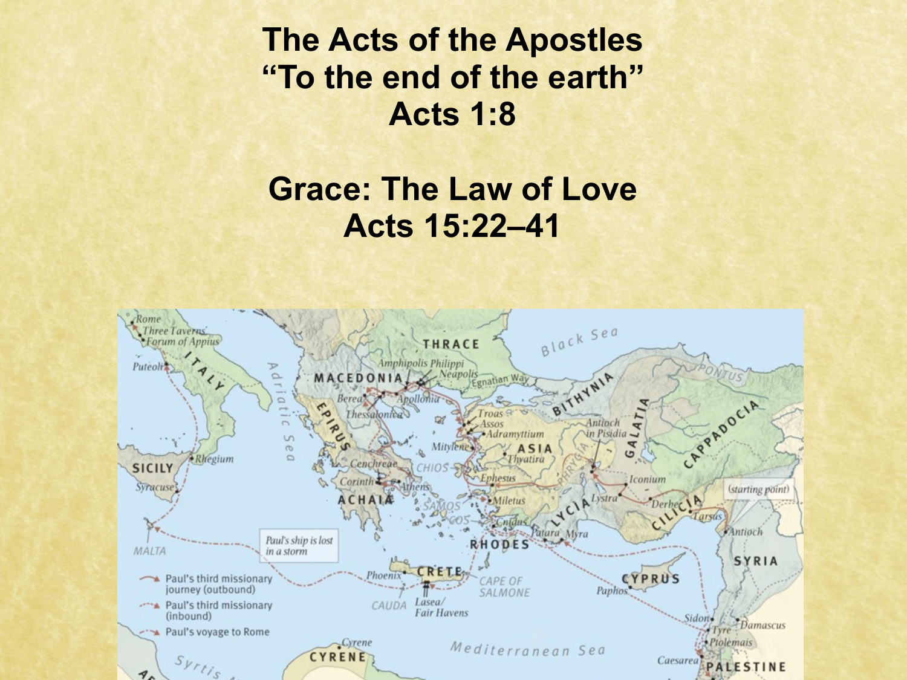# The Acts of the Apostles
## "To the end of the earth"
## Acts 1:8

## Grace: The Law of Love
## Acts 15:22–41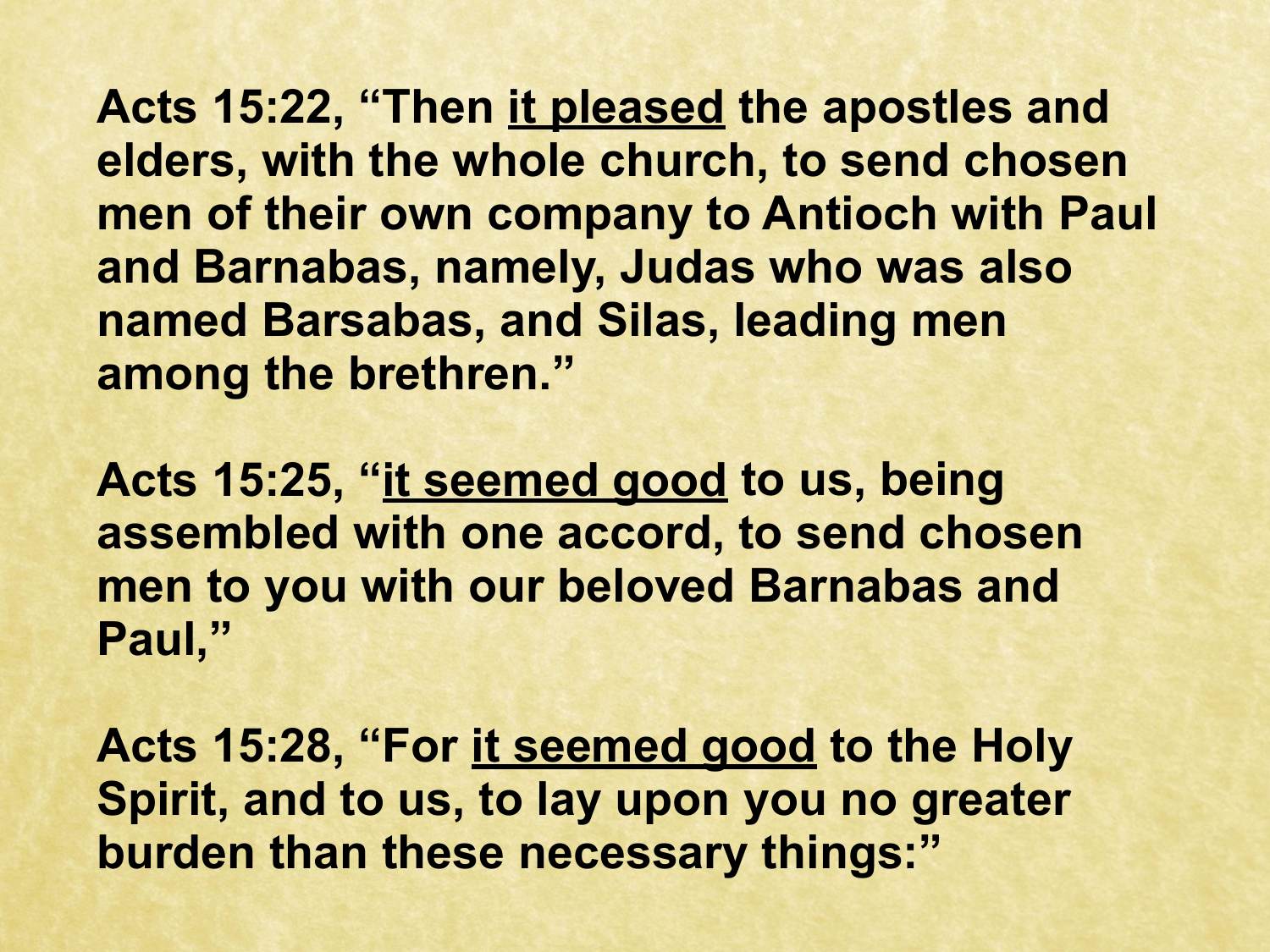**Acts 15:22, "Then <u>it pleased</u> the apostles and elders, with the whole church, to send chosen men of their own company to Antioch with Paul and Barnabas, namely, Judas who was also named Barsabas, and Silas, leading men among the brethren."**

**Acts 15:25, "<u>it seemed good</u> to us, being assembled with one accord, to send chosen men to you with our beloved Barnabas and Paul,"**

**Acts 15:28, "For <u>it seemed good</u> to the Holy Spirit, and to us, to lay upon you no greater burden than these necessary things:"**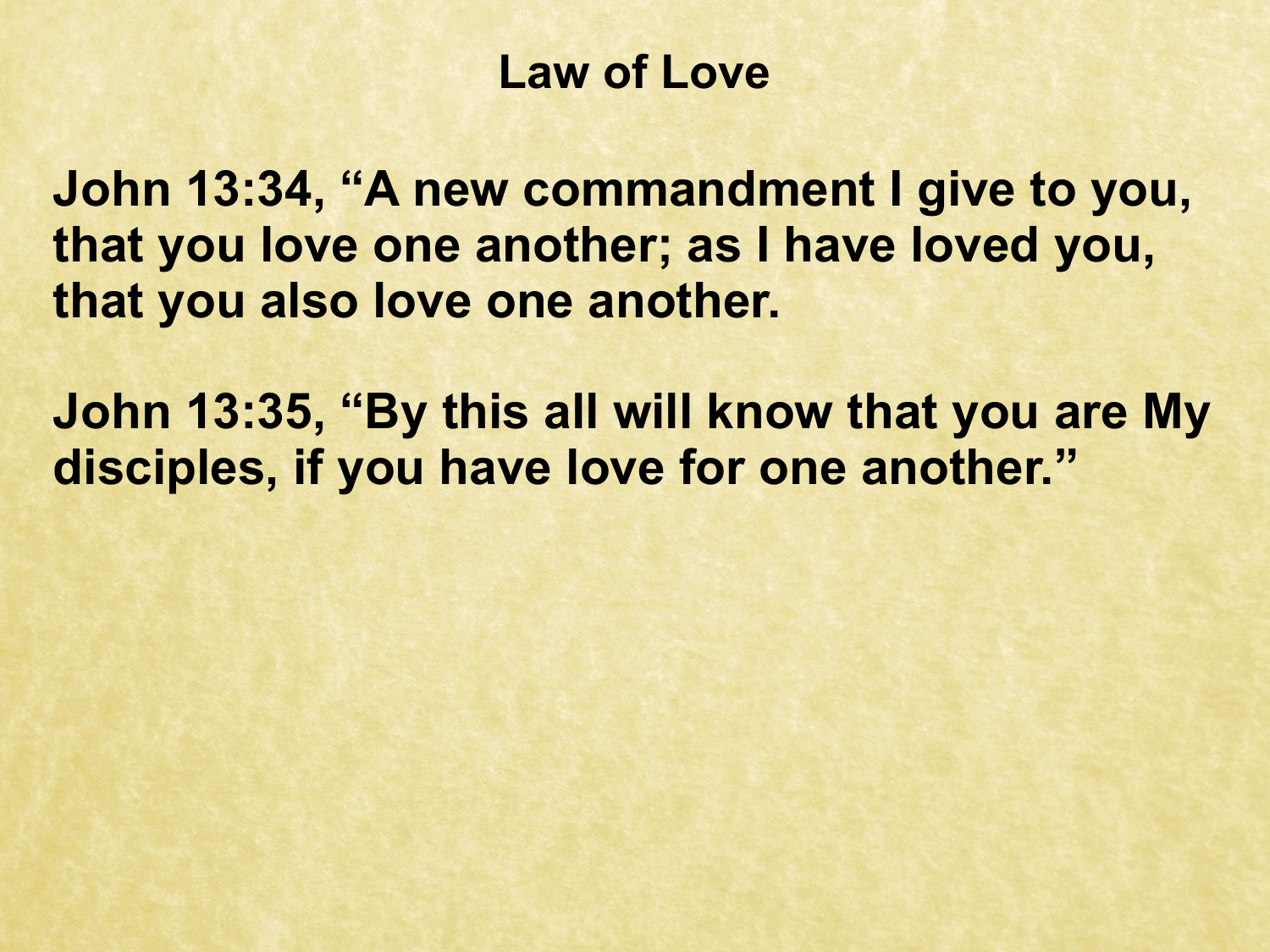# Law of Love

**John 13:34, “A new commandment I give to you, that you love one another; as I have loved you, that you also love one another.**

**John 13:35, “By this all will know that you are My disciples, if you have love for one another.”**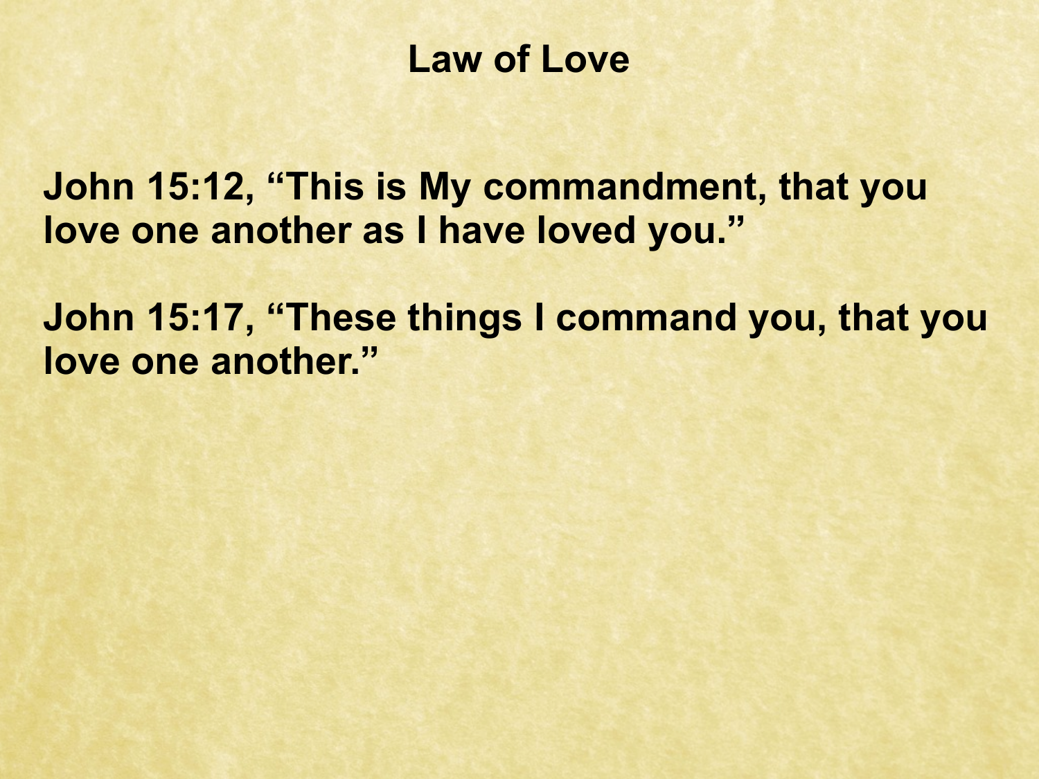# Law of Love

**John 15:12, "This is My commandment, that you love one another as I have loved you."**

**John 15:17, "These things I command you, that you love one another."**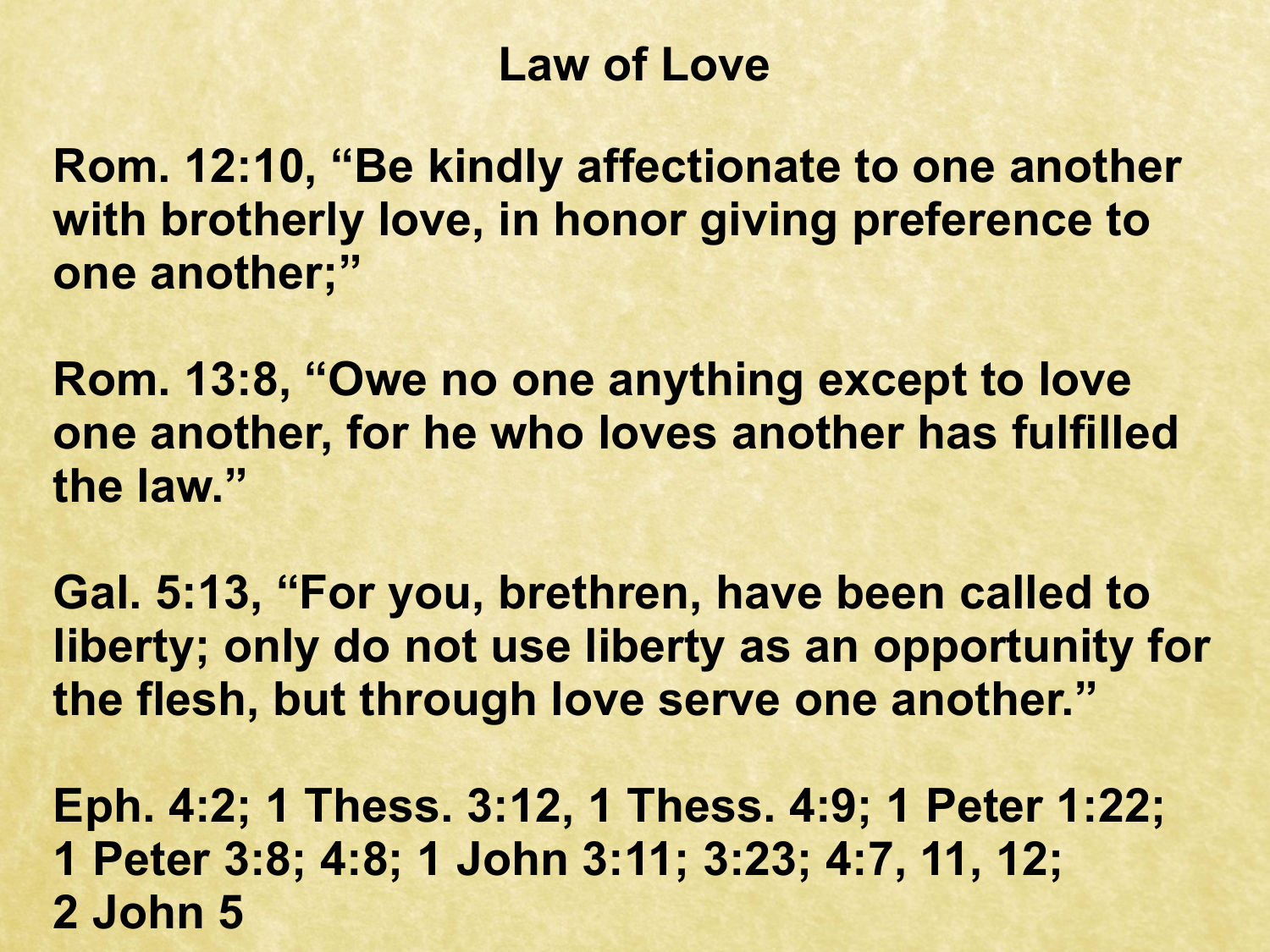# Law of Love

**Rom. 12:10, "Be kindly affectionate to one another with brotherly love, in honor giving preference to one another;"**

**Rom. 13:8, "Owe no one anything except to love one another, for he who loves another has fulfilled the law."**

**Gal. 5:13, "For you, brethren, have been called to liberty; only do not use liberty as an opportunity for the flesh, but through love serve one another."**

**Eph. 4:2; 1 Thess. 3:12, 1 Thess. 4:9; 1 Peter 1:22; 1 Peter 3:8; 4:8; 1 John 3:11; 3:23; 4:7, 11, 12; 2 John 5**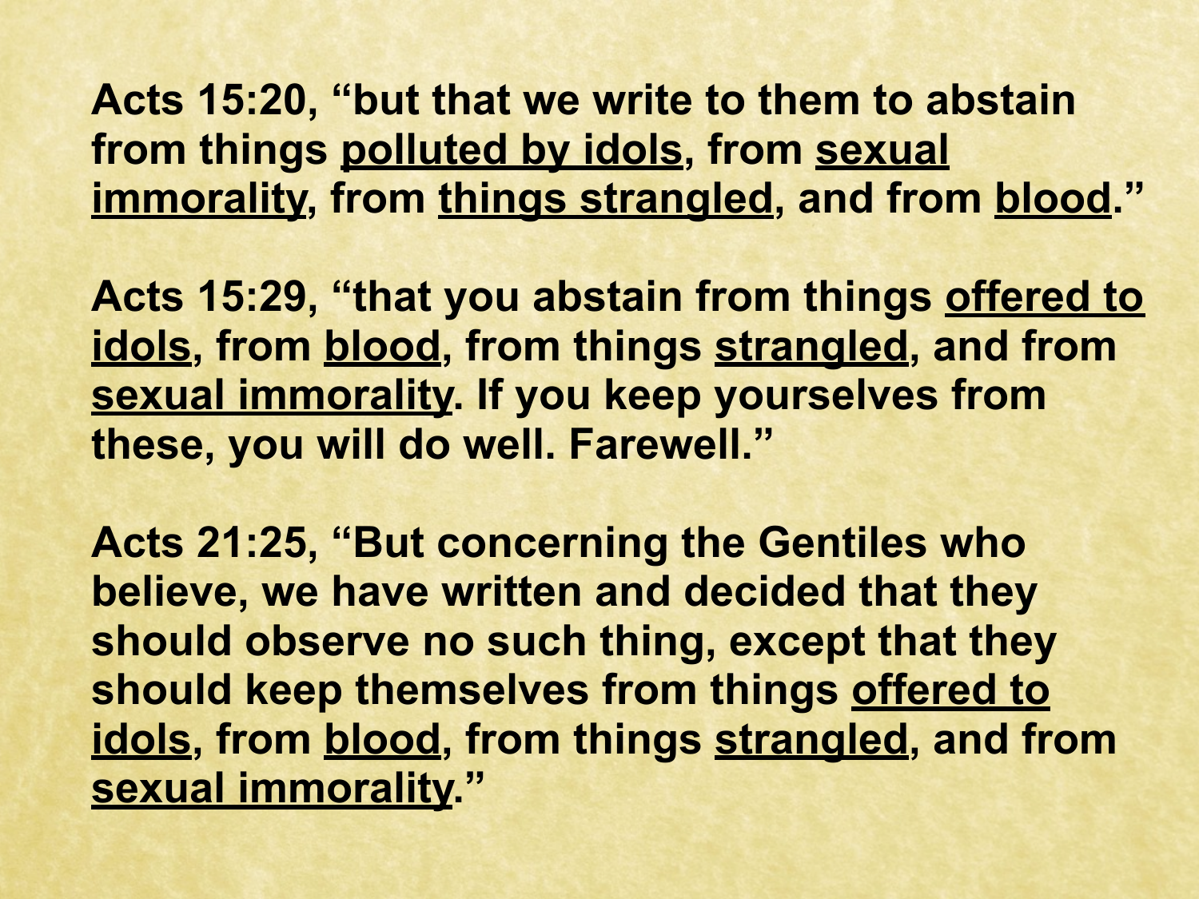**Acts 15:20, "but that we write to them to abstain from things <u>polluted by idols</u>, from <u>sexual immorality</u>, from <u>things strangled</u>, and from <u>blood</u>."**

**Acts 15:29, "that you abstain from things <u>offered to idols</u>, from <u>blood</u>, from things <u>strangled</u>, and from <u>sexual immorality</u>. If you keep yourselves from these, you will do well. Farewell."**

**Acts 21:25, "But concerning the Gentiles who believe, we have written and decided that they should observe no such thing, except that they should keep themselves from things <u>offered to idols</u>, from <u>blood</u>, from things <u>strangled</u>, and from <u>sexual immorality</u>."**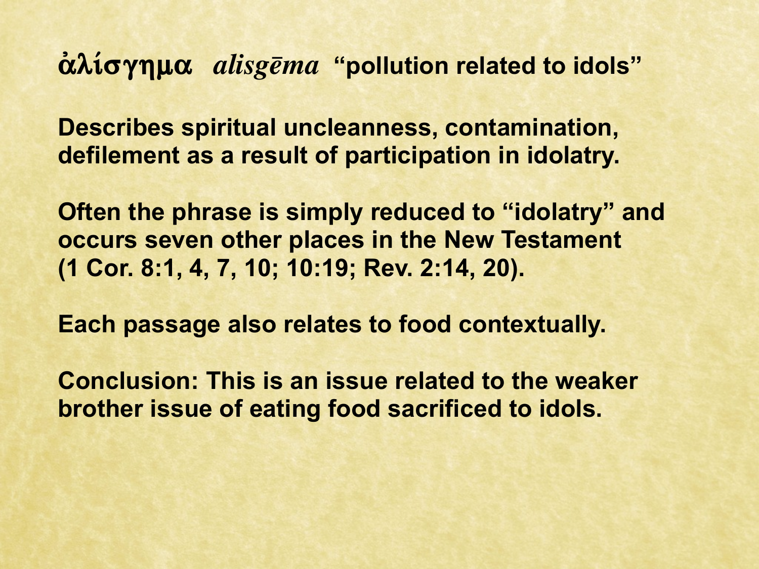**ἀλίσγημα** *alisgēma* **"pollution related to idols"**

**Describes spiritual uncleanness, contamination, defilement as a result of participation in idolatry.**

**Often the phrase is simply reduced to "idolatry" and occurs seven other places in the New Testament (1 Cor. 8:1, 4, 7, 10; 10:19; Rev. 2:14, 20).**

**Each passage also relates to food contextually.**

**Conclusion: This is an issue related to the weaker brother issue of eating food sacrificed to idols.**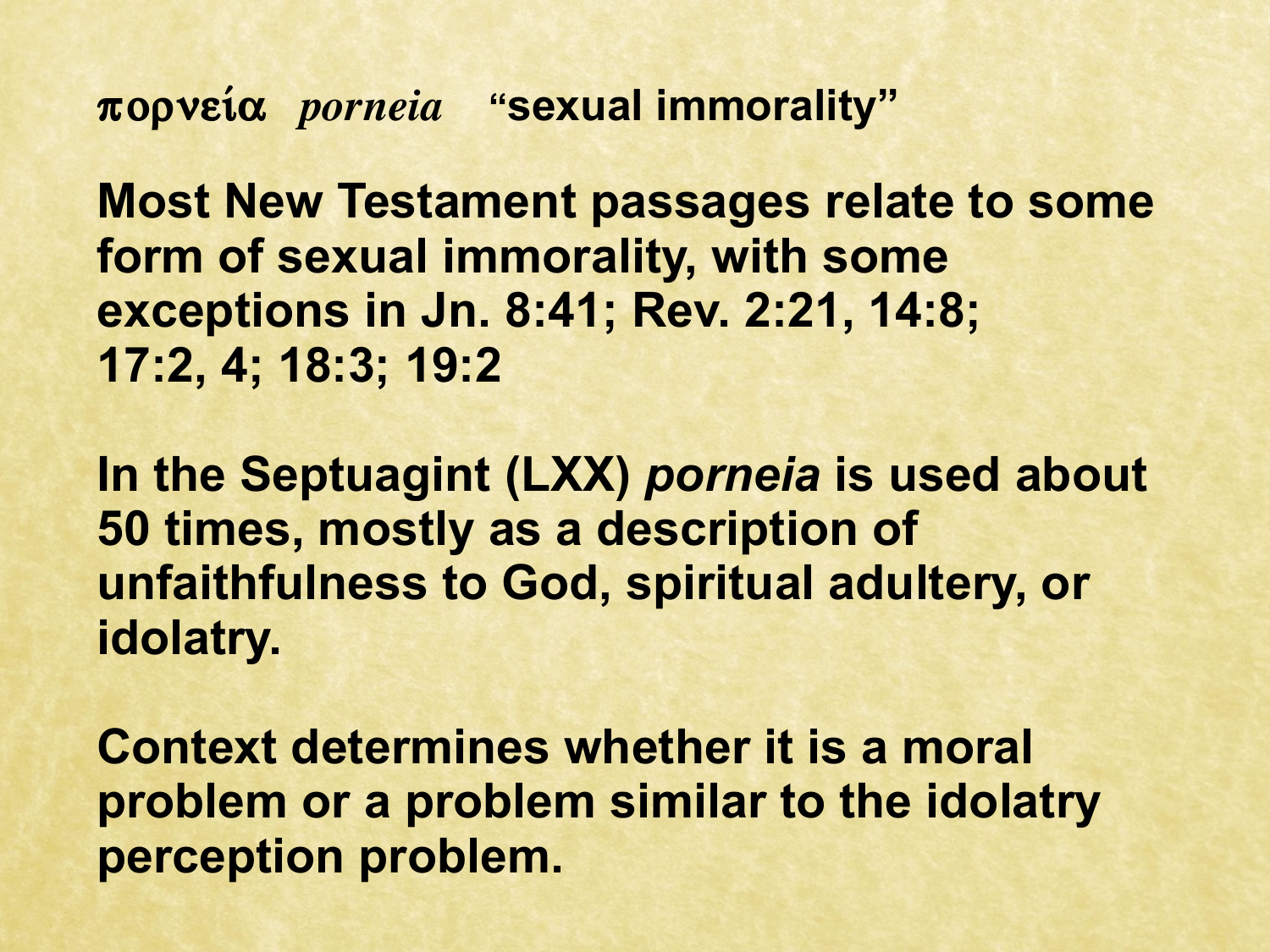**πορνεία** *porneia* **"sexual immorality"**

**Most New Testament passages relate to some form of sexual immorality, with some exceptions in Jn. 8:41; Rev. 2:21, 14:8; 17:2, 4; 18:3; 19:2**

**In the Septuagint (LXX) *porneia* is used about 50 times, mostly as a description of unfaithfulness to God, spiritual adultery, or idolatry.**

**Context determines whether it is a moral problem or a problem similar to the idolatry perception problem.**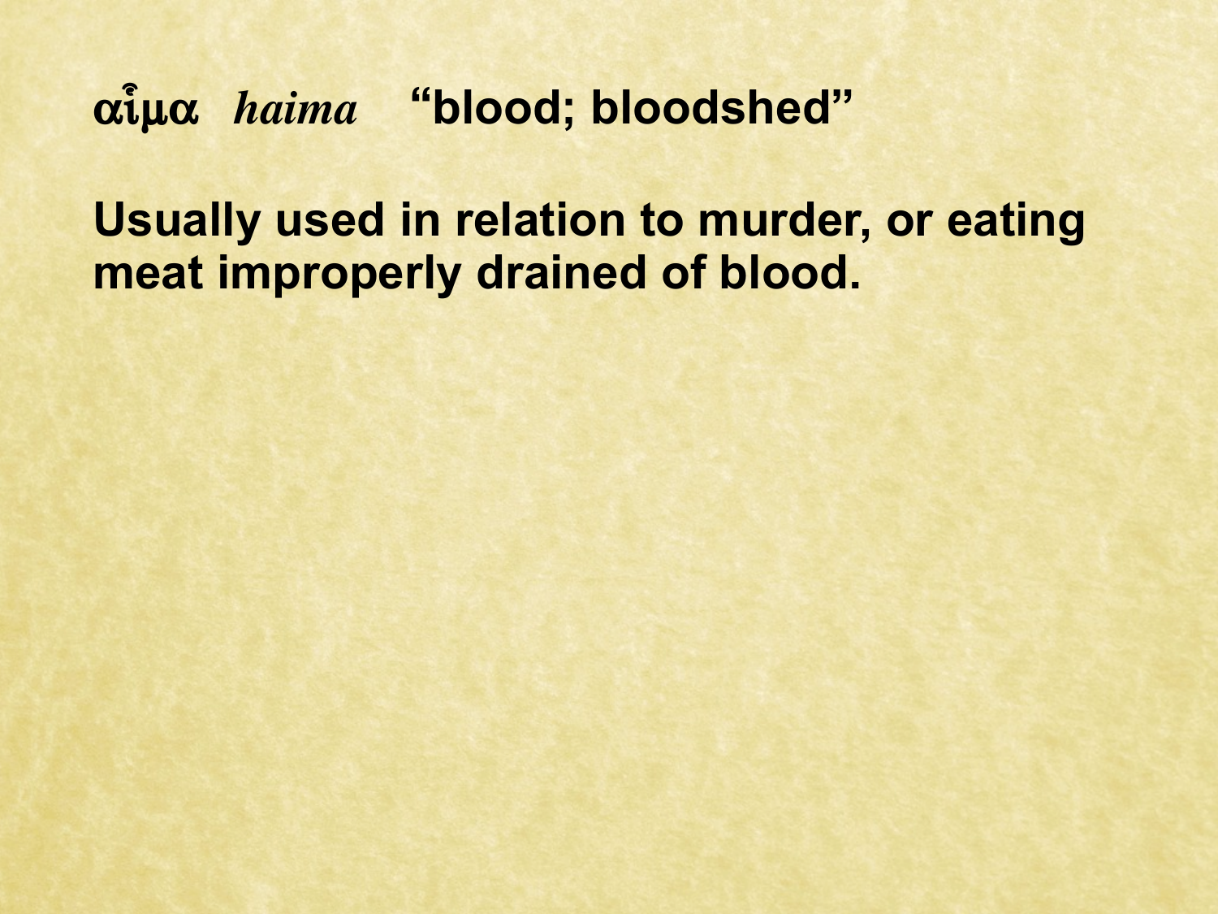**αἷμα** *haima* **“blood; bloodshed”**

**Usually used in relation to murder, or eating meat improperly drained of blood.**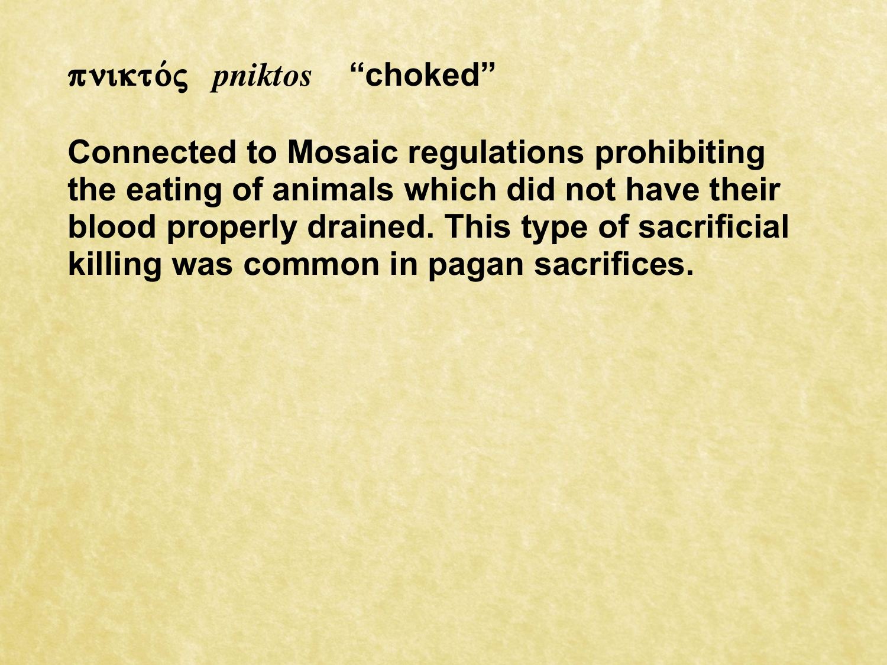**πνικτός** *pniktos* **“choked”**

**Connected to Mosaic regulations prohibiting the eating of animals which did not have their blood properly drained. This type of sacrificial killing was common in pagan sacrifices.**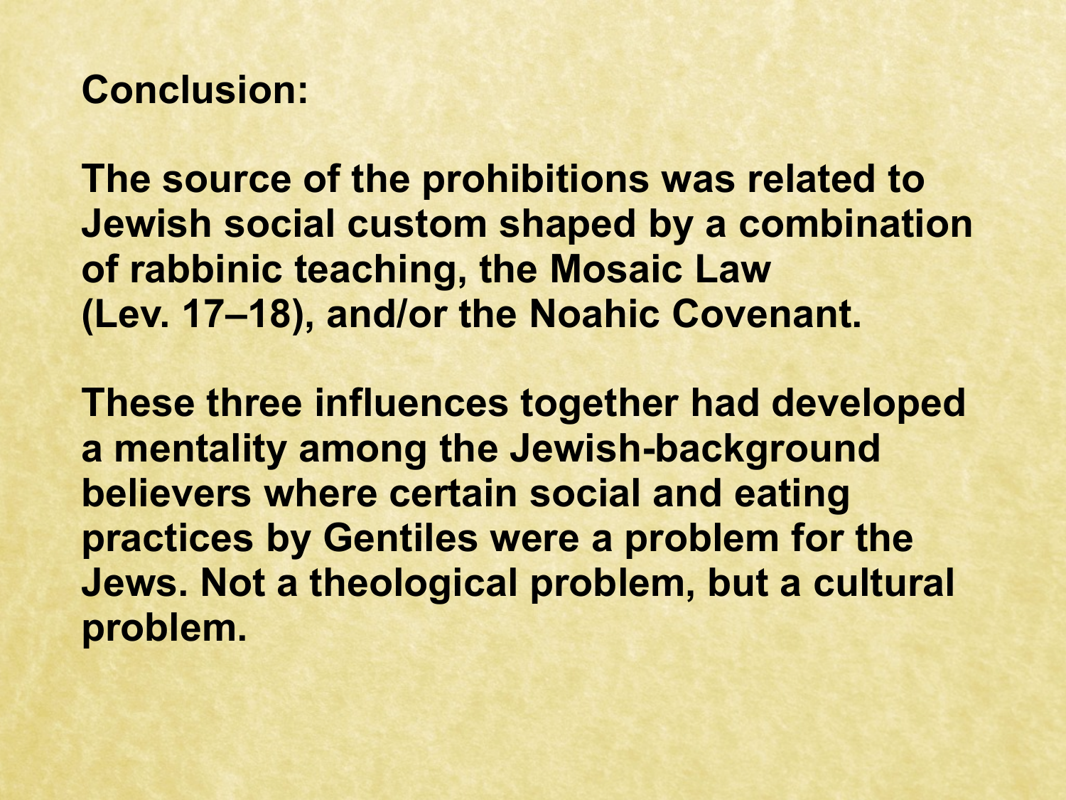**Conclusion:**

**The source of the prohibitions was related to Jewish social custom shaped by a combination of rabbinic teaching, the Mosaic Law (Lev. 17–18), and/or the Noahic Covenant.**

**These three influences together had developed a mentality among the Jewish-background believers where certain social and eating practices by Gentiles were a problem for the Jews. Not a theological problem, but a cultural problem.**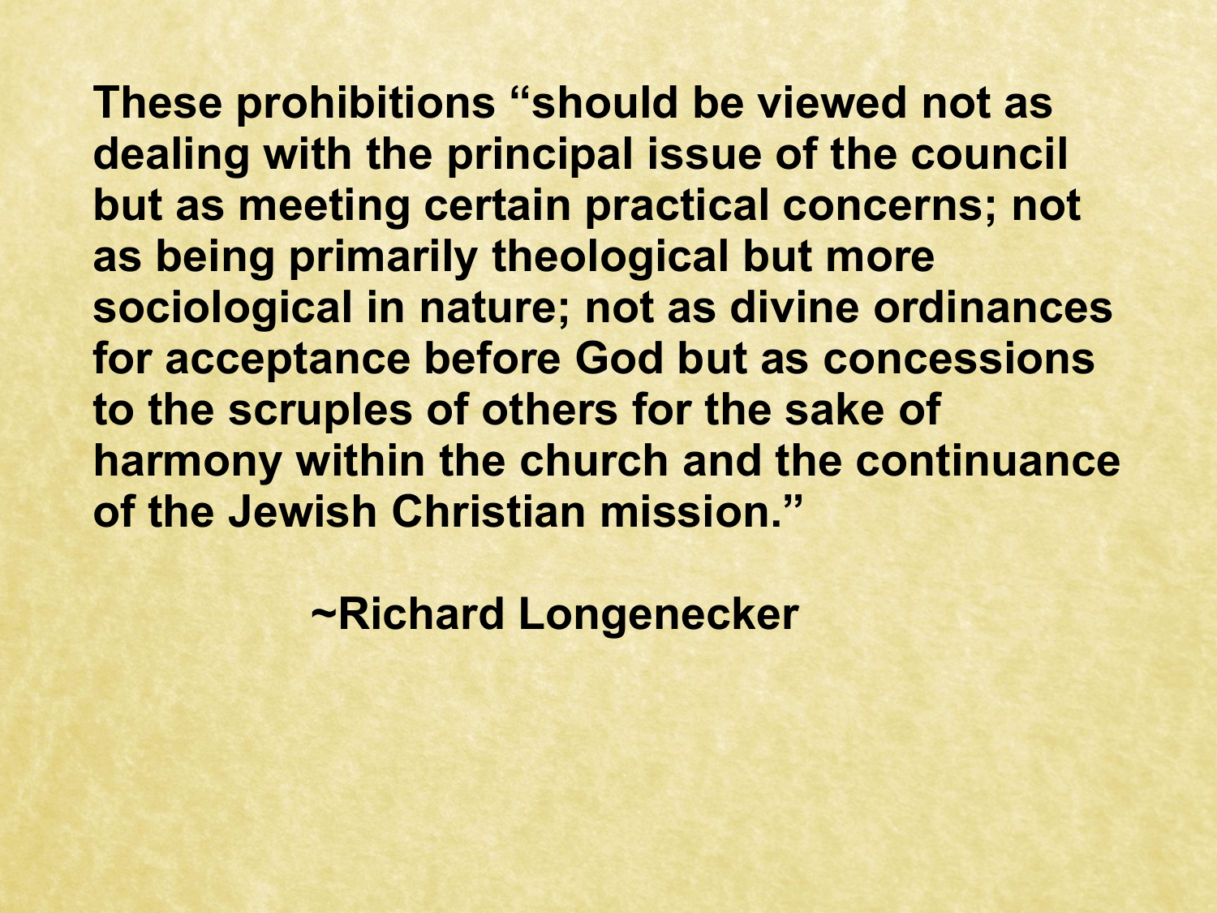**These prohibitions "should be viewed not as dealing with the principal issue of the council but as meeting certain practical concerns; not as being primarily theological but more sociological in nature; not as divine ordinances for acceptance before God but as concessions to the scruples of others for the sake of harmony within the church and the continuance of the Jewish Christian mission."**

**~Richard Longenecker**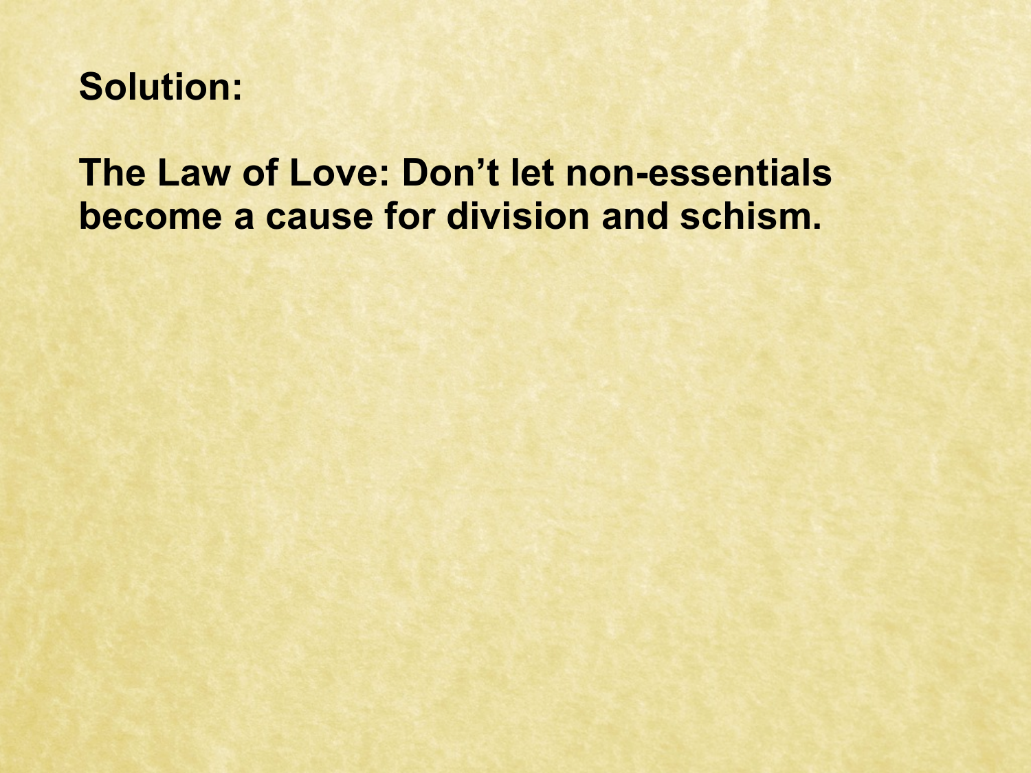**Solution:**

**The Law of Love: Don’t let non-essentials become a cause for division and schism.**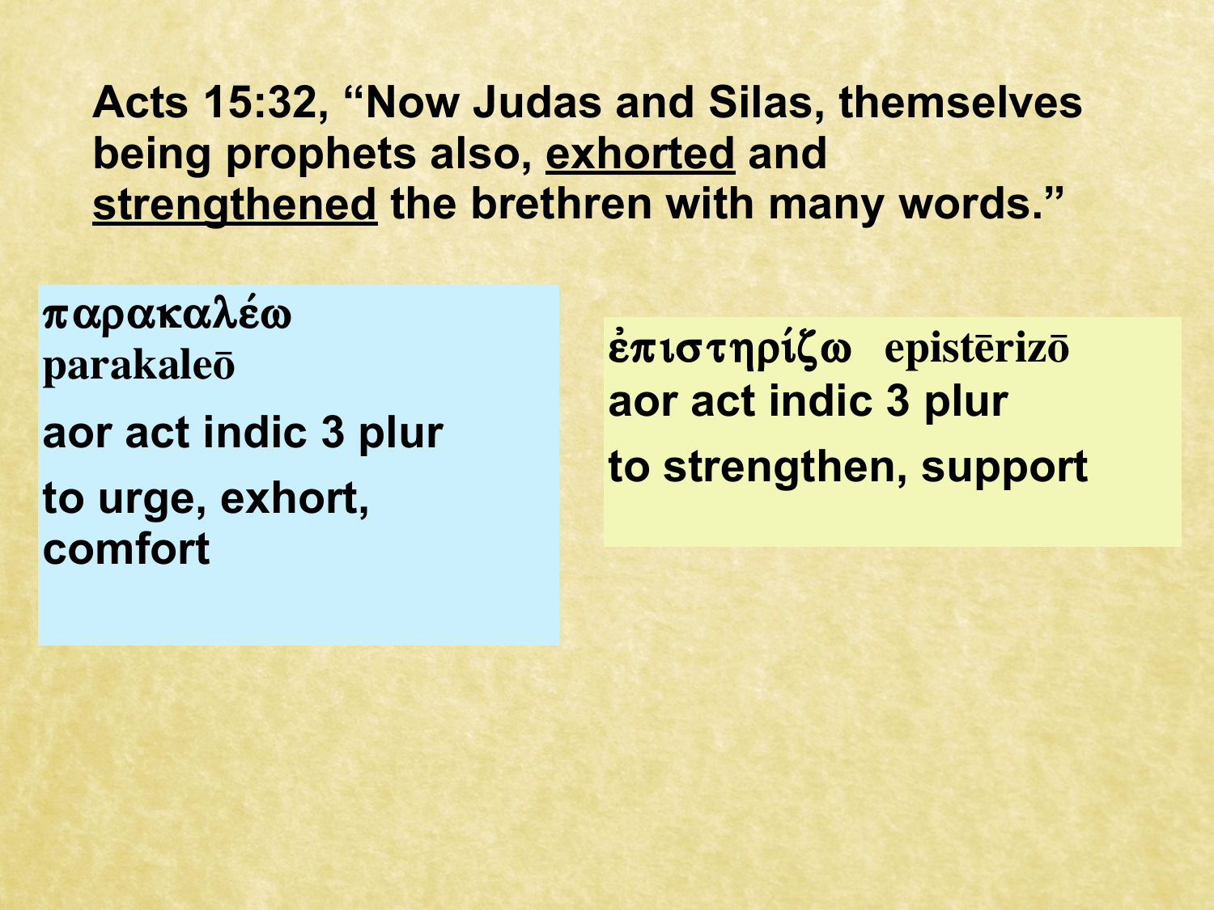**Acts 15:32, "Now Judas and Silas, themselves being prophets also, <u>exhorted</u> and <u>strengthened</u> the brethren with many words."**

**παρακαλέω**
**parakaleō**

**aor act indic 3 plur**

**to urge, exhort, comfort**

**ἐπιστηρίζω epistērizō**

**aor act indic 3 plur**

**to strengthen, support**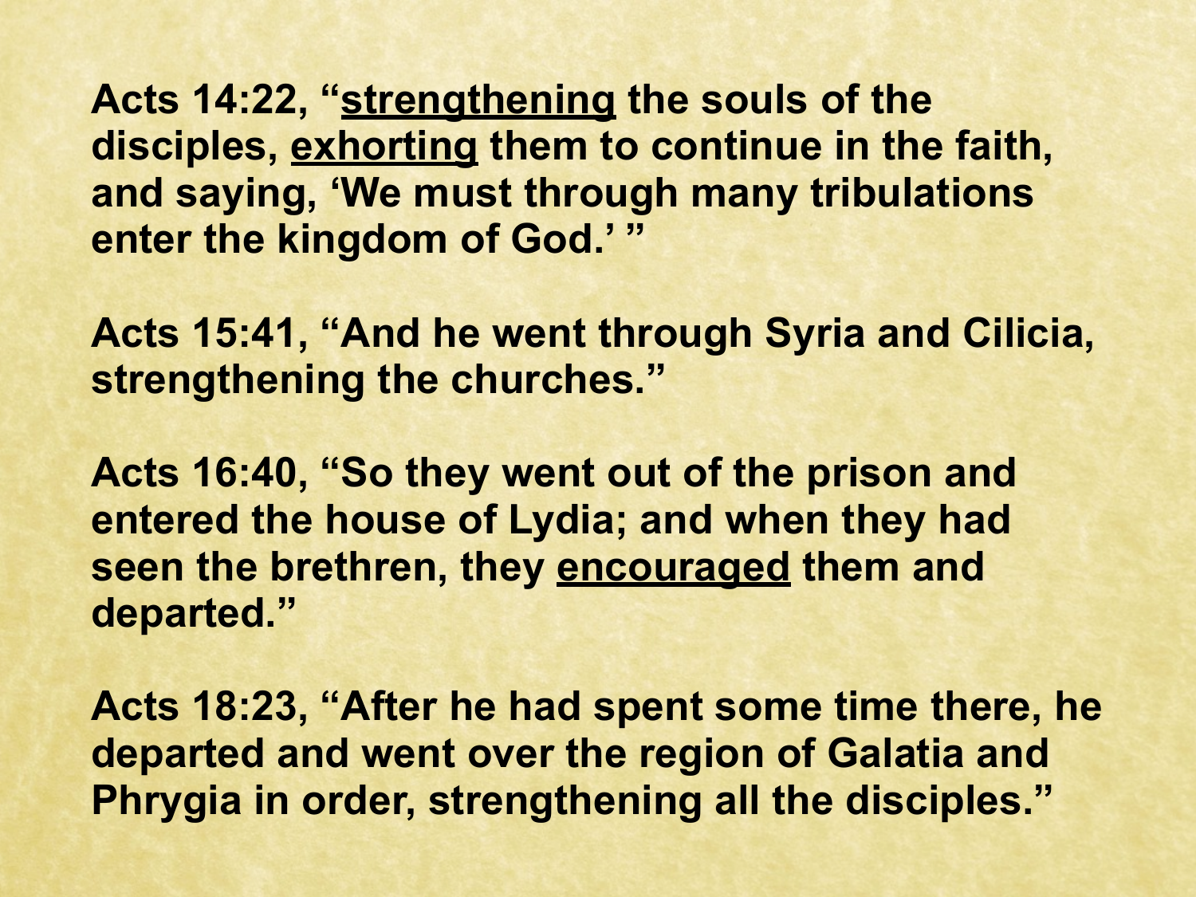**Acts 14:22, "<u>strengthening</u> the souls of the disciples, <u>exhorting</u> them to continue in the faith, and saying, 'We must through many tribulations enter the kingdom of God.' "**

**Acts 15:41, "And he went through Syria and Cilicia, strengthening the churches."**

**Acts 16:40, "So they went out of the prison and entered the house of Lydia; and when they had seen the brethren, they <u>encouraged</u> them and departed."**

**Acts 18:23, "After he had spent some time there, he departed and went over the region of Galatia and Phrygia in order, strengthening all the disciples."**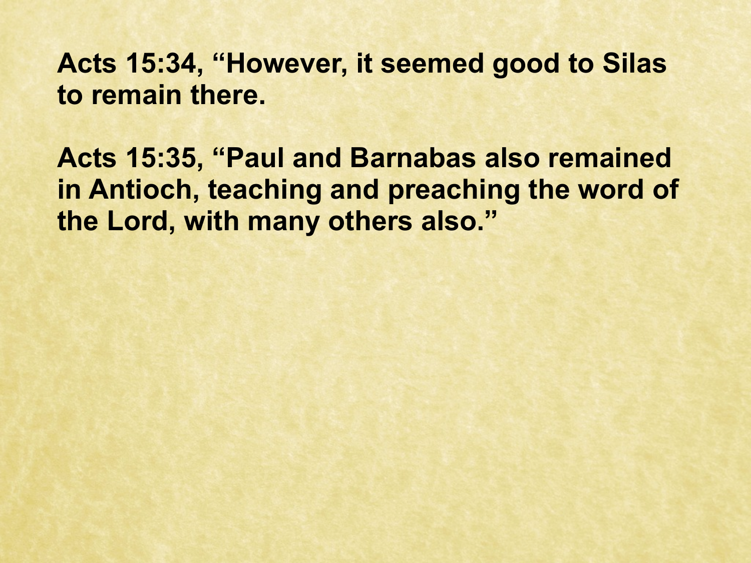**Acts 15:34, “However, it seemed good to Silas to remain there.**

**Acts 15:35, “Paul and Barnabas also remained in Antioch, teaching and preaching the word of the Lord, with many others also.”**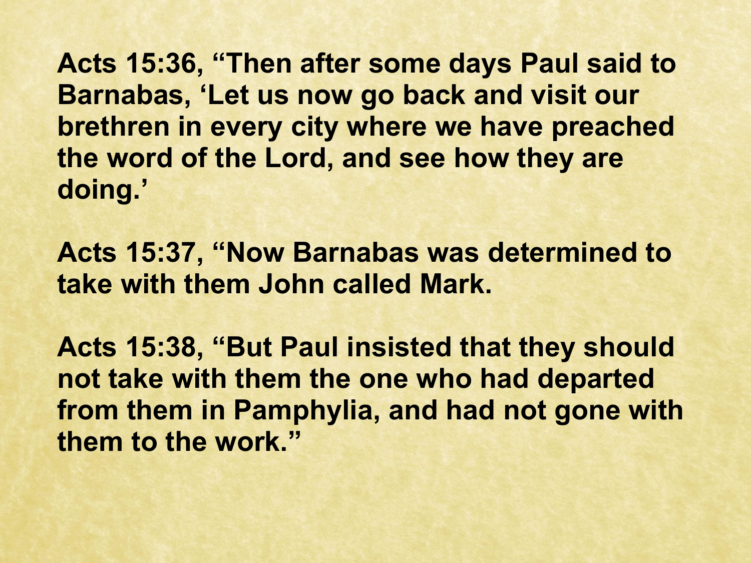**Acts 15:36, “Then after some days Paul said to Barnabas, ‘Let us now go back and visit our brethren in every city where we have preached the word of the Lord, and see how they are doing.’**

**Acts 15:37, “Now Barnabas was determined to take with them John called Mark.**

**Acts 15:38, “But Paul insisted that they should not take with them the one who had departed from them in Pamphylia, and had not gone with them to the work.”**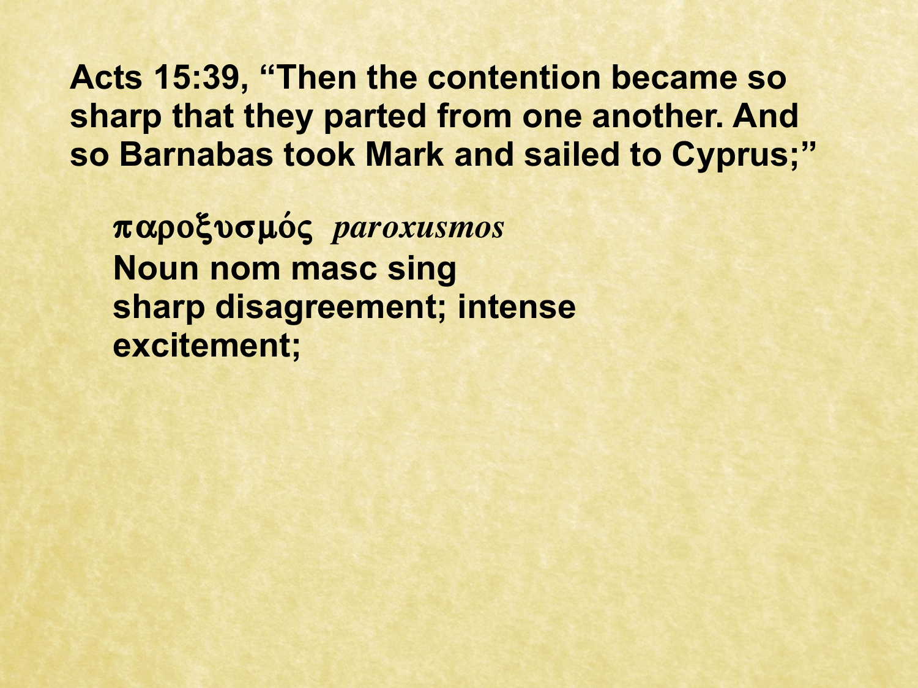**Acts 15:39, "Then the contention became so sharp that they parted from one another. And so Barnabas took Mark and sailed to Cyprus;"**

**παροξυσμός** *paroxusmos*
**Noun nom masc sing**
**sharp disagreement; intense excitement;**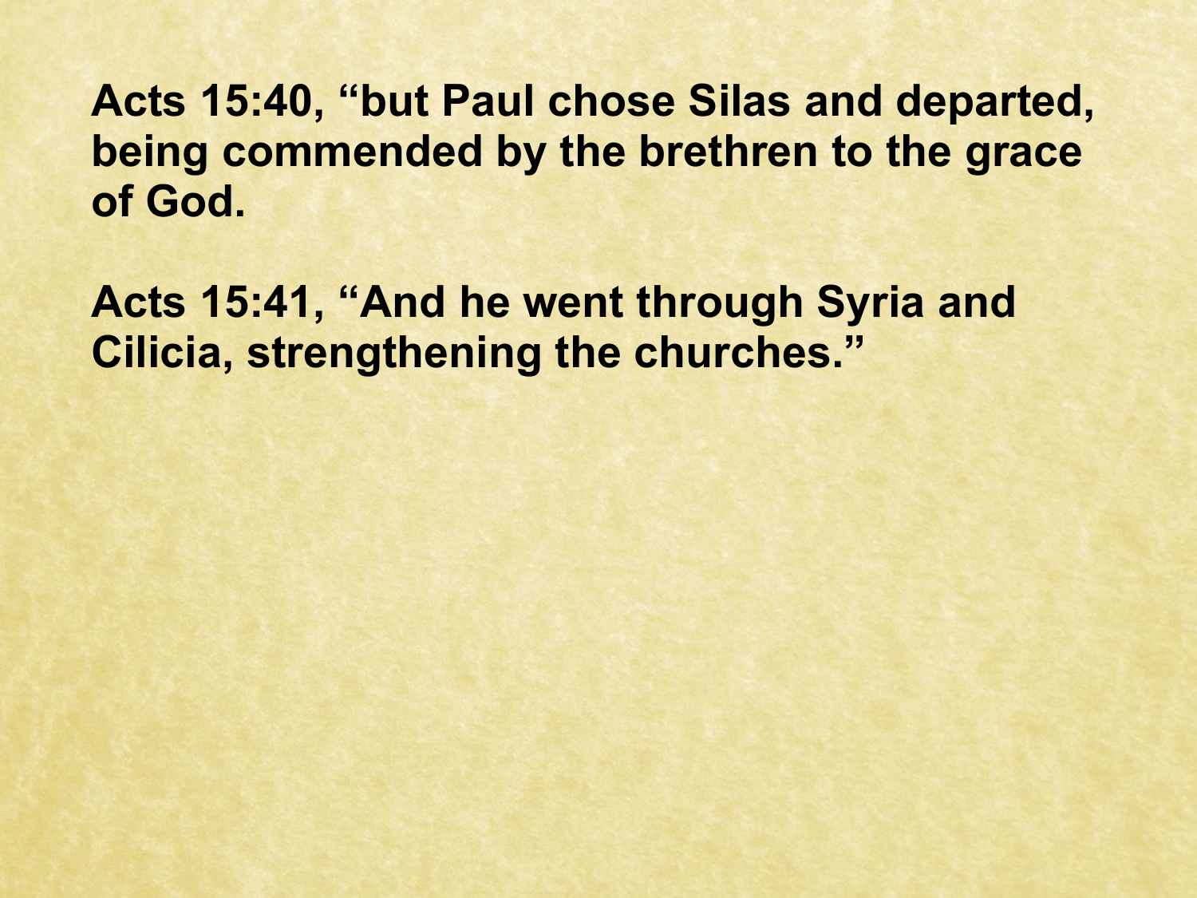**Acts 15:40, “but Paul chose Silas and departed, being commended by the brethren to the grace of God.**

**Acts 15:41, “And he went through Syria and Cilicia, strengthening the churches.”**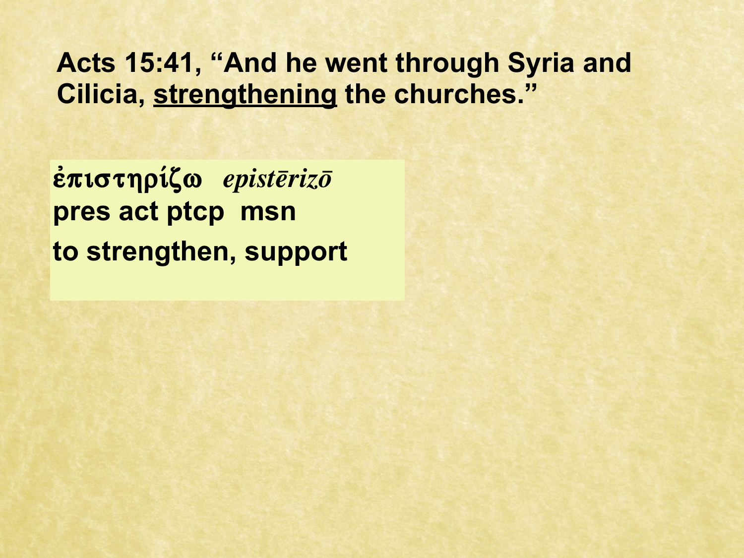**Acts 15:41, "And he went through Syria and Cilicia, <u>strengthening</u> the churches."**

**ἐπιστηρίζω** ***epistērizō***
**pres act ptcp msn**
**to strengthen, support**